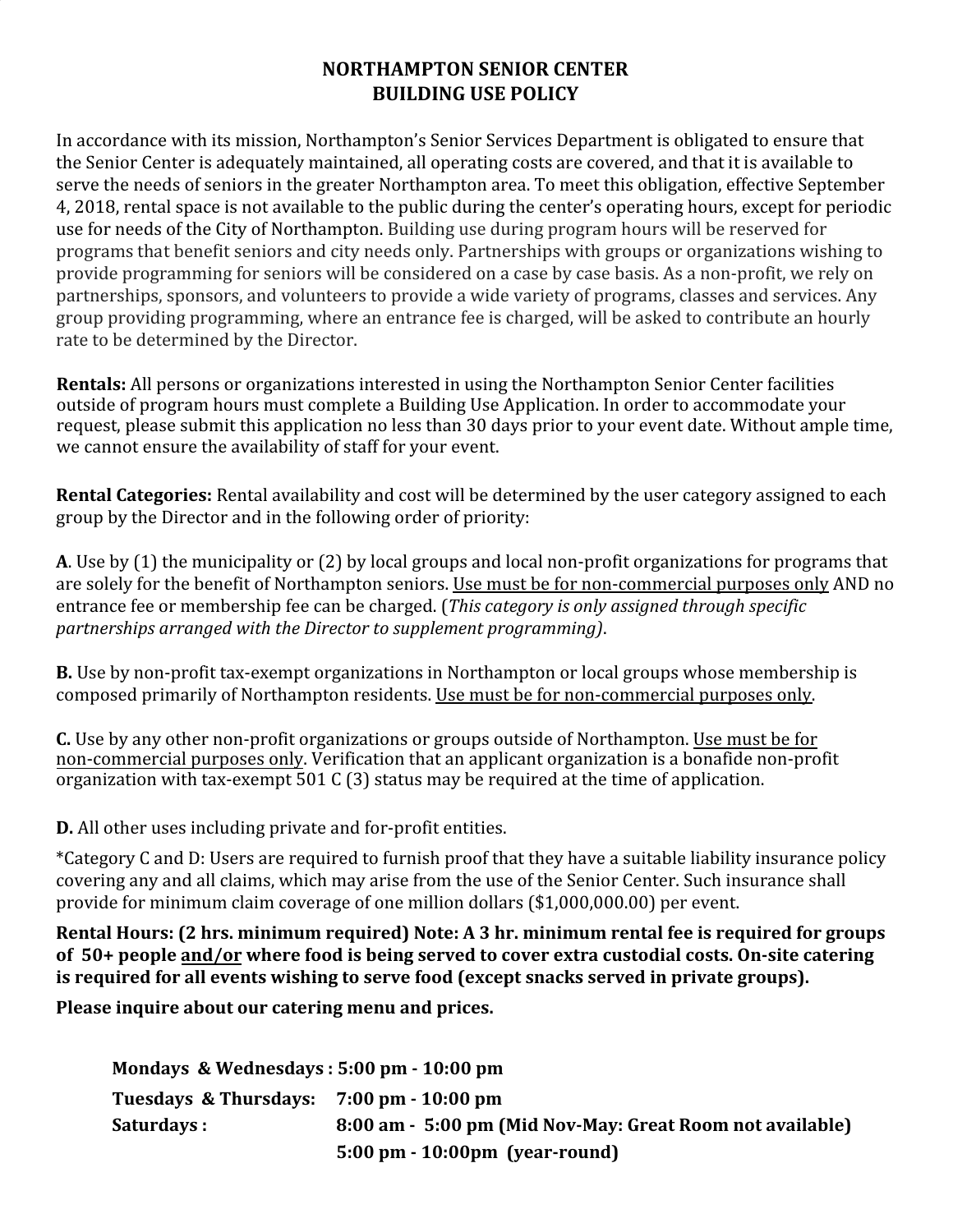# NORTHAMPTON SENIOR CENTER
# BUILDING USE POLICY

In accordance with its mission, Northampton's Senior Services Department is obligated to ensure that the Senior Center is adequately maintained, all operating costs are covered, and that it is available to serve the needs of seniors in the greater Northampton area. To meet this obligation, effective September 4, 2018, rental space is not available to the public during the center's operating hours, except for periodic use for needs of the City of Northampton. Building use during program hours will be reserved for programs that benefit seniors and city needs only. Partnerships with groups or organizations wishing to provide programming for seniors will be considered on a case by case basis. As a non-profit, we rely on partnerships, sponsors, and volunteers to provide a wide variety of programs, classes and services. Any group providing programming, where an entrance fee is charged, will be asked to contribute an hourly rate to be determined by the Director.

**Rentals:** All persons or organizations interested in using the Northampton Senior Center facilities outside of program hours must complete a Building Use Application. In order to accommodate your request, please submit this application no less than 30 days prior to your event date. Without ample time, we cannot ensure the availability of staff for your event.

**Rental Categories:** Rental availability and cost will be determined by the user category assigned to each group by the Director and in the following order of priority:

**A**. Use by (1) the municipality or (2) by local groups and local non-profit organizations for programs that are solely for the benefit of Northampton seniors. <u>Use must be for non-commercial purposes only</u> AND no entrance fee or membership fee can be charged. (*This category is only assigned through specific partnerships arranged with the Director to supplement programming)*.

**B.** Use by non-profit tax-exempt organizations in Northampton or local groups whose membership is composed primarily of Northampton residents. <u>Use must be for non-commercial purposes only</u>.

**C.** Use by any other non-profit organizations or groups outside of Northampton. <u>Use must be for non-commercial purposes only</u>. Verification that an applicant organization is a bonafide non-profit organization with tax-exempt 501 C (3) status may be required at the time of application.

**D.** All other uses including private and for-profit entities.

*Category C and D: Users are required to furnish proof that they have a suitable liability insurance policy covering any and all claims, which may arise from the use of the Senior Center. Such insurance shall provide for minimum claim coverage of one million dollars ($1,000,000.00) per event.

**Rental Hours: (2 hrs. minimum required) Note: A 3 hr. minimum rental fee is required for groups of 50+ people <u>and/or</u> where food is being served to cover extra custodial costs. On-site catering is required for all events wishing to serve food (except snacks served in private groups).**

**Please inquire about our catering menu and prices.**

**Mondays & Wednesdays : 5:00 pm - 10:00 pm**

**Tuesdays & Thursdays: 7:00 pm - 10:00 pm**

**Saturdays : 8:00 am - 5:00 pm (Mid Nov-May: Great Room not available)**

**5:00 pm - 10:00pm (year-round)**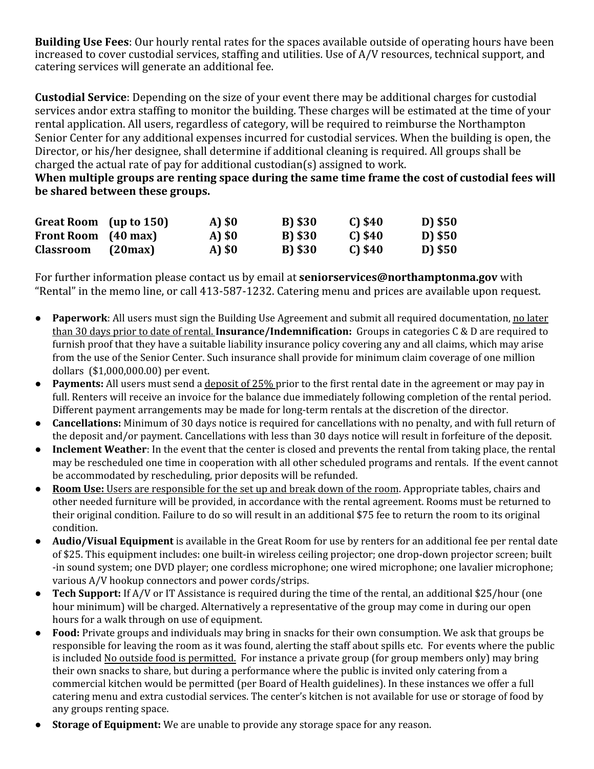**Building Use Fees**: Our hourly rental rates for the spaces available outside of operating hours have been increased to cover custodial services, staffing and utilities. Use of A/V resources, technical support, and catering services will generate an additional fee.

**Custodial Service**: Depending on the size of your event there may be additional charges for custodial services andor extra staffing to monitor the building. These charges will be estimated at the time of your rental application. All users, regardless of category, will be required to reimburse the Northampton Senior Center for any additional expenses incurred for custodial services. When the building is open, the Director, or his/her designee, shall determine if additional cleaning is required. All groups shall be charged the actual rate of pay for additional custodian(s) assigned to work.
**When multiple groups are renting space during the same time frame the cost of custodial fees will be shared between these groups.**

| | | | | | |
|---|---|---|---|---|---|
| **Great Room** | **(up to 150)** | **A) $0** | **B) $30** | **C) $40** | **D) $50** |
| **Front Room** | **(40 max)** | **A) $0** | **B) $30** | **C) $40** | **D) $50** |
| **Classroom** | **(20max)** | **A) $0** | **B) $30** | **C) $40** | **D) $50** |

For further information please contact us by email at **seniorservices@northamptonma.gov** with "Rental" in the memo line, or call 413-587-1232. Catering menu and prices are available upon request.

- **Paperwork**: All users must sign the Building Use Agreement and submit all required documentation, no later than 30 days prior to date of rental. **Insurance/Indemnification:** Groups in categories C & D are required to furnish proof that they have a suitable liability insurance policy covering any and all claims, which may arise from the use of the Senior Center. Such insurance shall provide for minimum claim coverage of one million dollars ($1,000,000.00) per event.
- **Payments:** All users must send a deposit of 25% prior to the first rental date in the agreement or may pay in full. Renters will receive an invoice for the balance due immediately following completion of the rental period. Different payment arrangements may be made for long-term rentals at the discretion of the director.
- **Cancellations:** Minimum of 30 days notice is required for cancellations with no penalty, and with full return of the deposit and/or payment. Cancellations with less than 30 days notice will result in forfeiture of the deposit.
- **Inclement Weather**: In the event that the center is closed and prevents the rental from taking place, the rental may be rescheduled one time in cooperation with all other scheduled programs and rentals. If the event cannot be accommodated by rescheduling, prior deposits will be refunded.
- **Room Use:** Users are responsible for the set up and break down of the room. Appropriate tables, chairs and other needed furniture will be provided, in accordance with the rental agreement. Rooms must be returned to their original condition. Failure to do so will result in an additional $75 fee to return the room to its original condition.
- **Audio/Visual Equipment** is available in the Great Room for use by renters for an additional fee per rental date of $25. This equipment includes: one built-in wireless ceiling projector; one drop-down projector screen; built -in sound system; one DVD player; one cordless microphone; one wired microphone; one lavalier microphone; various A/V hookup connectors and power cords/strips.
- **Tech Support:** If A/V or IT Assistance is required during the time of the rental, an additional $25/hour (one hour minimum) will be charged. Alternatively a representative of the group may come in during our open hours for a walk through on use of equipment.
- **Food:** Private groups and individuals may bring in snacks for their own consumption. We ask that groups be responsible for leaving the room as it was found, alerting the staff about spills etc. For events where the public is included No outside food is permitted. For instance a private group (for group members only) may bring their own snacks to share, but during a performance where the public is invited only catering from a commercial kitchen would be permitted (per Board of Health guidelines). In these instances we offer a full catering menu and extra custodial services. The center's kitchen is not available for use or storage of food by any groups renting space.
- **Storage of Equipment:** We are unable to provide any storage space for any reason.